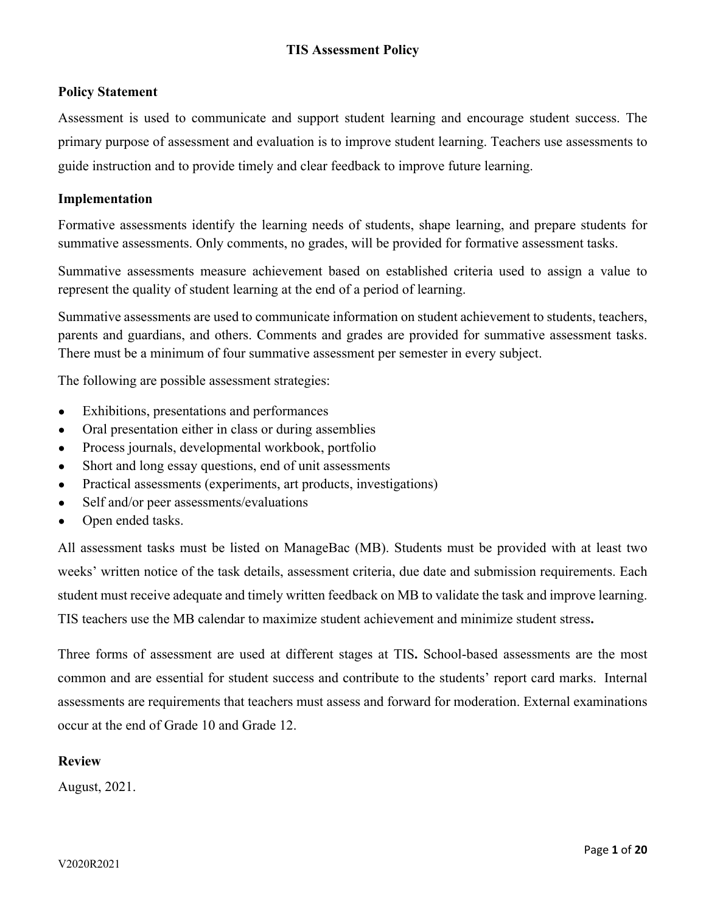# TIS Assessment Policy

## Policy Statement

Assessment is used to communicate and support student learning and encourage student success. The primary purpose of assessment and evaluation is to improve student learning. Teachers use assessments to guide instruction and to provide timely and clear feedback to improve future learning.

## Implementation

Formative assessments identify the learning needs of students, shape learning, and prepare students for summative assessments. Only comments, no grades, will be provided for formative assessment tasks.

Summative assessments measure achievement based on established criteria used to assign a value to represent the quality of student learning at the end of a period of learning.

Summative assessments are used to communicate information on student achievement to students, teachers, parents and guardians, and others. Comments and grades are provided for summative assessment tasks. There must be a minimum of four summative assessment per semester in every subject.

The following are possible assessment strategies:

- Exhibitions, presentations and performances
- Oral presentation either in class or during assemblies
- Process journals, developmental workbook, portfolio
- Short and long essay questions, end of unit assessments
- Practical assessments (experiments, art products, investigations)
- Self and/or peer assessments/evaluations
- Open ended tasks.

All assessment tasks must be listed on ManageBac (MB). Students must be provided with at least two weeks' written notice of the task details, assessment criteria, due date and submission requirements. Each student must receive adequate and timely written feedback on MB to validate the task and improve learning. TIS teachers use the MB calendar to maximize student achievement and minimize student stress**.**

Three forms of assessment are used at different stages at TIS**.** School-based assessments are the most common and are essential for student success and contribute to the students' report card marks. Internal assessments are requirements that teachers must assess and forward for moderation. External examinations occur at the end of Grade 10 and Grade 12.

## Review

August, 2021.

V2020R2021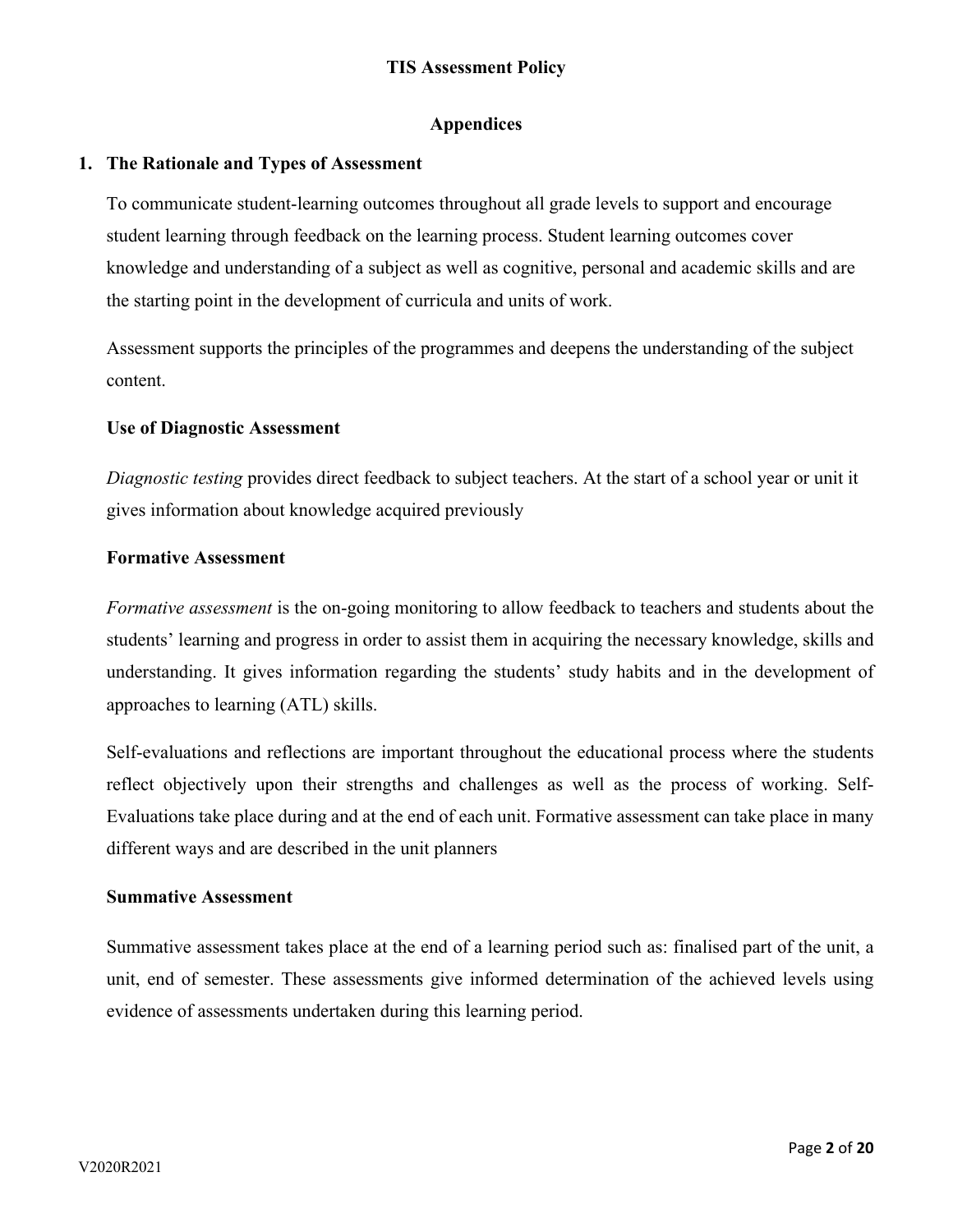# TIS Assessment Policy

## Appendices

### 1. The Rationale and Types of Assessment

To communicate student-learning outcomes throughout all grade levels to support and encourage student learning through feedback on the learning process. Student learning outcomes cover knowledge and understanding of a subject as well as cognitive, personal and academic skills and are the starting point in the development of curricula and units of work.

Assessment supports the principles of the programmes and deepens the understanding of the subject content.

**Use of Diagnostic Assessment**

*Diagnostic testing* provides direct feedback to subject teachers. At the start of a school year or unit it gives information about knowledge acquired previously

**Formative Assessment**

*Formative assessment* is the on-going monitoring to allow feedback to teachers and students about the students' learning and progress in order to assist them in acquiring the necessary knowledge, skills and understanding. It gives information regarding the students' study habits and in the development of approaches to learning (ATL) skills.

Self-evaluations and reflections are important throughout the educational process where the students reflect objectively upon their strengths and challenges as well as the process of working. Self-Evaluations take place during and at the end of each unit. Formative assessment can take place in many different ways and are described in the unit planners

**Summative Assessment**

Summative assessment takes place at the end of a learning period such as: finalised part of the unit, a unit, end of semester. These assessments give informed determination of the achieved levels using evidence of assessments undertaken during this learning period.

V2020R2021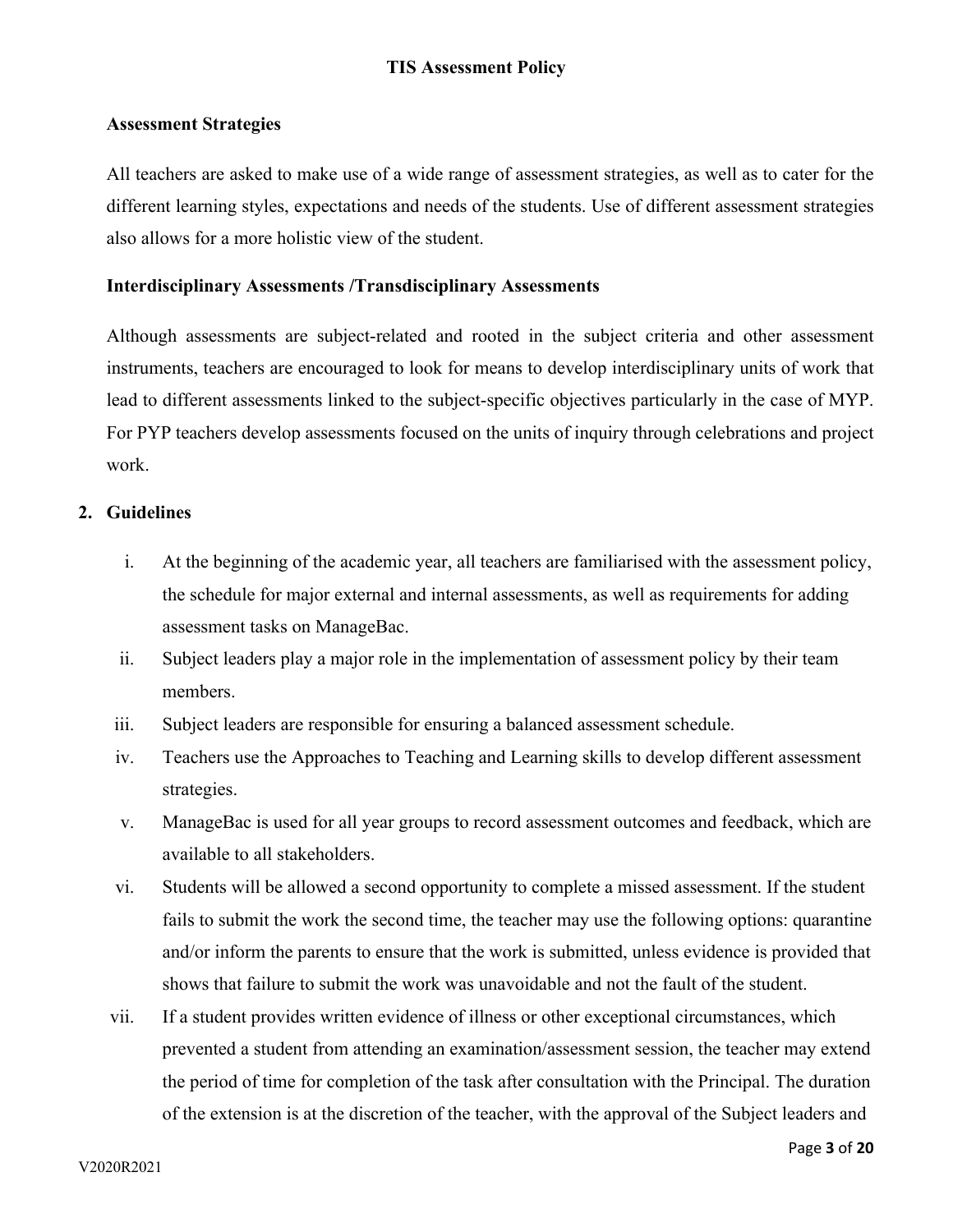### Assessment Strategies

All teachers are asked to make use of a wide range of assessment strategies, as well as to cater for the different learning styles, expectations and needs of the students. Use of different assessment strategies also allows for a more holistic view of the student.

### Interdisciplinary Assessments /Transdisciplinary Assessments

Although assessments are subject-related and rooted in the subject criteria and other assessment instruments, teachers are encouraged to look for means to develop interdisciplinary units of work that lead to different assessments linked to the subject-specific objectives particularly in the case of MYP. For PYP teachers develop assessments focused on the units of inquiry through celebrations and project work.

## 2. Guidelines

i. At the beginning of the academic year, all teachers are familiarised with the assessment policy, the schedule for major external and internal assessments, as well as requirements for adding assessment tasks on ManageBac.

ii. Subject leaders play a major role in the implementation of assessment policy by their team members.

iii. Subject leaders are responsible for ensuring a balanced assessment schedule.

iv. Teachers use the Approaches to Teaching and Learning skills to develop different assessment strategies.

v. ManageBac is used for all year groups to record assessment outcomes and feedback, which are available to all stakeholders.

vi. Students will be allowed a second opportunity to complete a missed assessment. If the student fails to submit the work the second time, the teacher may use the following options: quarantine and/or inform the parents to ensure that the work is submitted, unless evidence is provided that shows that failure to submit the work was unavoidable and not the fault of the student.

vii. If a student provides written evidence of illness or other exceptional circumstances, which prevented a student from attending an examination/assessment session, the teacher may extend the period of time for completion of the task after consultation with the Principal. The duration of the extension is at the discretion of the teacher, with the approval of the Subject leaders and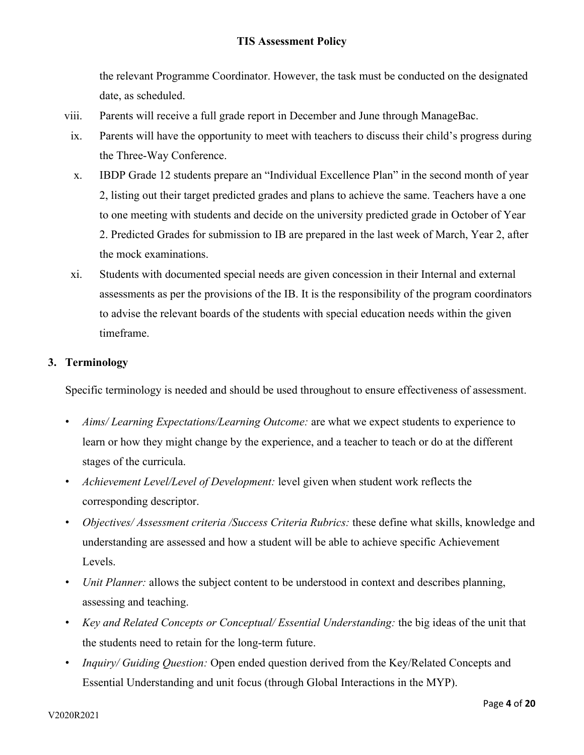the relevant Programme Coordinator. However, the task must be conducted on the designated date, as scheduled.

viii. Parents will receive a full grade report in December and June through ManageBac.

ix. Parents will have the opportunity to meet with teachers to discuss their child's progress during the Three-Way Conference.

x. IBDP Grade 12 students prepare an "Individual Excellence Plan" in the second month of year 2, listing out their target predicted grades and plans to achieve the same. Teachers have a one to one meeting with students and decide on the university predicted grade in October of Year 2. Predicted Grades for submission to IB are prepared in the last week of March, Year 2, after the mock examinations.

xi. Students with documented special needs are given concession in their Internal and external assessments as per the provisions of the IB. It is the responsibility of the program coordinators to advise the relevant boards of the students with special education needs within the given timeframe.

## 3. Terminology

Specific terminology is needed and should be used throughout to ensure effectiveness of assessment.

- *Aims/ Learning Expectations/Learning Outcome:* are what we expect students to experience to learn or how they might change by the experience, and a teacher to teach or do at the different stages of the curricula.
- *Achievement Level/Level of Development:* level given when student work reflects the corresponding descriptor.
- *Objectives/ Assessment criteria /Success Criteria Rubrics:* these define what skills, knowledge and understanding are assessed and how a student will be able to achieve specific Achievement Levels.
- *Unit Planner:* allows the subject content to be understood in context and describes planning, assessing and teaching.
- *Key and Related Concepts or Conceptual/ Essential Understanding:* the big ideas of the unit that the students need to retain for the long-term future.
- *Inquiry/ Guiding Question:* Open ended question derived from the Key/Related Concepts and Essential Understanding and unit focus (through Global Interactions in the MYP).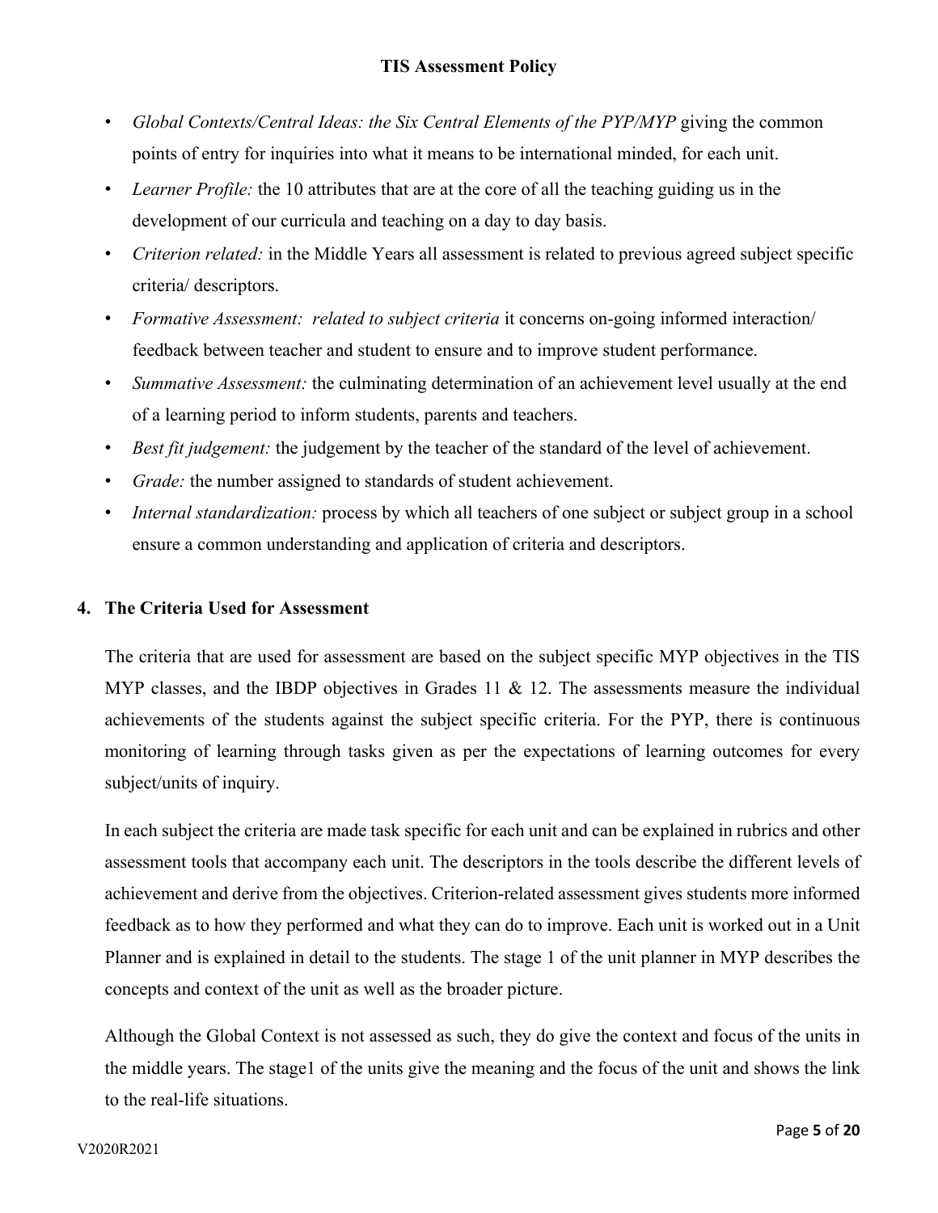- *Global Contexts/Central Ideas: the Six Central Elements of the PYP/MYP* giving the common points of entry for inquiries into what it means to be international minded, for each unit.
- *Learner Profile:* the 10 attributes that are at the core of all the teaching guiding us in the development of our curricula and teaching on a day to day basis.
- *Criterion related:* in the Middle Years all assessment is related to previous agreed subject specific criteria/ descriptors.
- *Formative Assessment: related to subject criteria* it concerns on-going informed interaction/ feedback between teacher and student to ensure and to improve student performance.
- *Summative Assessment:* the culminating determination of an achievement level usually at the end of a learning period to inform students, parents and teachers.
- *Best fit judgement:* the judgement by the teacher of the standard of the level of achievement.
- *Grade:* the number assigned to standards of student achievement.
- *Internal standardization:* process by which all teachers of one subject or subject group in a school ensure a common understanding and application of criteria and descriptors.

## 4. The Criteria Used for Assessment

The criteria that are used for assessment are based on the subject specific MYP objectives in the TIS MYP classes, and the IBDP objectives in Grades 11 & 12. The assessments measure the individual achievements of the students against the subject specific criteria. For the PYP, there is continuous monitoring of learning through tasks given as per the expectations of learning outcomes for every subject/units of inquiry.

In each subject the criteria are made task specific for each unit and can be explained in rubrics and other assessment tools that accompany each unit. The descriptors in the tools describe the different levels of achievement and derive from the objectives. Criterion-related assessment gives students more informed feedback as to how they performed and what they can do to improve. Each unit is worked out in a Unit Planner and is explained in detail to the students. The stage 1 of the unit planner in MYP describes the concepts and context of the unit as well as the broader picture.

Although the Global Context is not assessed as such, they do give the context and focus of the units in the middle years. The stage1 of the units give the meaning and the focus of the unit and shows the link to the real-life situations.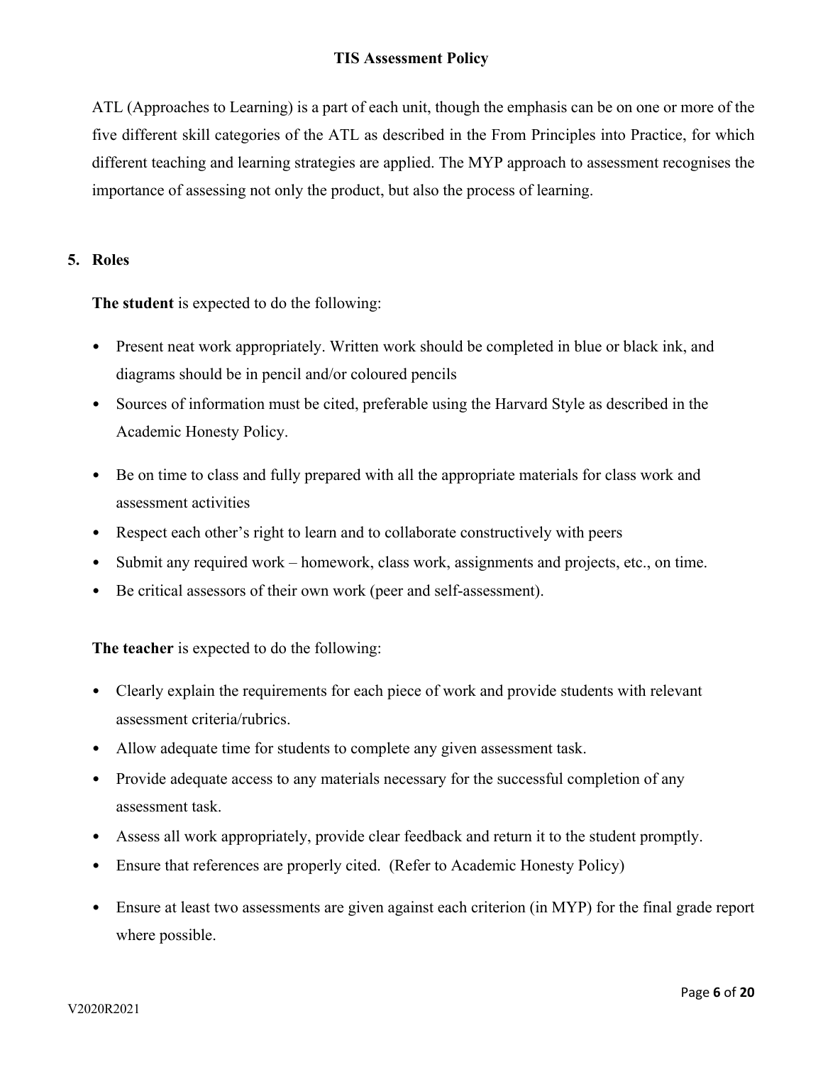ATL (Approaches to Learning) is a part of each unit, though the emphasis can be on one or more of the five different skill categories of the ATL as described in the From Principles into Practice, for which different teaching and learning strategies are applied. The MYP approach to assessment recognises the importance of assessing not only the product, but also the process of learning.

## 5. Roles

**The student** is expected to do the following:

- Present neat work appropriately. Written work should be completed in blue or black ink, and diagrams should be in pencil and/or coloured pencils
- Sources of information must be cited, preferable using the Harvard Style as described in the Academic Honesty Policy.
- Be on time to class and fully prepared with all the appropriate materials for class work and assessment activities
- Respect each other's right to learn and to collaborate constructively with peers
- Submit any required work – homework, class work, assignments and projects, etc., on time.
- Be critical assessors of their own work (peer and self-assessment).

**The teacher** is expected to do the following:

- Clearly explain the requirements for each piece of work and provide students with relevant assessment criteria/rubrics.
- Allow adequate time for students to complete any given assessment task.
- Provide adequate access to any materials necessary for the successful completion of any assessment task.
- Assess all work appropriately, provide clear feedback and return it to the student promptly.
- Ensure that references are properly cited. (Refer to Academic Honesty Policy)
- Ensure at least two assessments are given against each criterion (in MYP) for the final grade report where possible.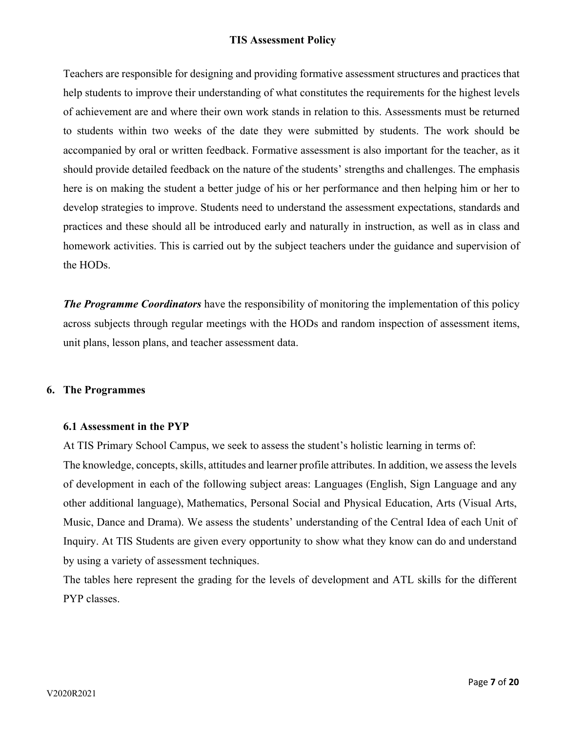Teachers are responsible for designing and providing formative assessment structures and practices that help students to improve their understanding of what constitutes the requirements for the highest levels of achievement are and where their own work stands in relation to this. Assessments must be returned to students within two weeks of the date they were submitted by students. The work should be accompanied by oral or written feedback. Formative assessment is also important for the teacher, as it should provide detailed feedback on the nature of the students' strengths and challenges. The emphasis here is on making the student a better judge of his or her performance and then helping him or her to develop strategies to improve. Students need to understand the assessment expectations, standards and practices and these should all be introduced early and naturally in instruction, as well as in class and homework activities. This is carried out by the subject teachers under the guidance and supervision of the HODs.

***The Programme Coordinators*** have the responsibility of monitoring the implementation of this policy across subjects through regular meetings with the HODs and random inspection of assessment items, unit plans, lesson plans, and teacher assessment data.

## 6. The Programmes

### 6.1 Assessment in the PYP

At TIS Primary School Campus, we seek to assess the student's holistic learning in terms of:

The knowledge, concepts, skills, attitudes and learner profile attributes. In addition, we assess the levels of development in each of the following subject areas: Languages (English, Sign Language and any other additional language), Mathematics, Personal Social and Physical Education, Arts (Visual Arts, Music, Dance and Drama). We assess the students' understanding of the Central Idea of each Unit of Inquiry. At TIS Students are given every opportunity to show what they know can do and understand by using a variety of assessment techniques.

The tables here represent the grading for the levels of development and ATL skills for the different PYP classes.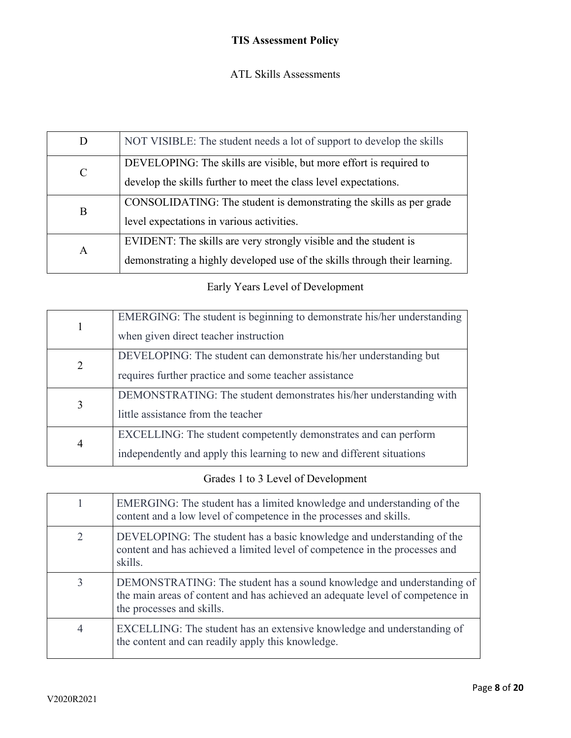**TIS Assessment Policy**

ATL Skills Assessments

| | |
|---|---|
| D | NOT VISIBLE: The student needs a lot of support to develop the skills |
| C | DEVELOPING: The skills are visible, but more effort is required to develop the skills further to meet the class level expectations. |
| B | CONSOLIDATING: The student is demonstrating the skills as per grade level expectations in various activities. |
| A | EVIDENT: The skills are very strongly visible and the student is demonstrating a highly developed use of the skills through their learning. |

Early Years Level of Development

| | |
|---|---|
| 1 | EMERGING: The student is beginning to demonstrate his/her understanding when given direct teacher instruction |
| 2 | DEVELOPING: The student can demonstrate his/her understanding but requires further practice and some teacher assistance |
| 3 | DEMONSTRATING: The student demonstrates his/her understanding with little assistance from the teacher |
| 4 | EXCELLING: The student competently demonstrates and can perform independently and apply this learning to new and different situations |

Grades 1 to 3 Level of Development

| | |
|---|---|
| 1 | EMERGING: The student has a limited knowledge and understanding of the content and a low level of competence in the processes and skills. |
| 2 | DEVELOPING: The student has a basic knowledge and understanding of the content and has achieved a limited level of competence in the processes and skills. |
| 3 | DEMONSTRATING: The student has a sound knowledge and understanding of the main areas of content and has achieved an adequate level of competence in the processes and skills. |
| 4 | EXCELLING: The student has an extensive knowledge and understanding of the content and can readily apply this knowledge. |

V2020R2021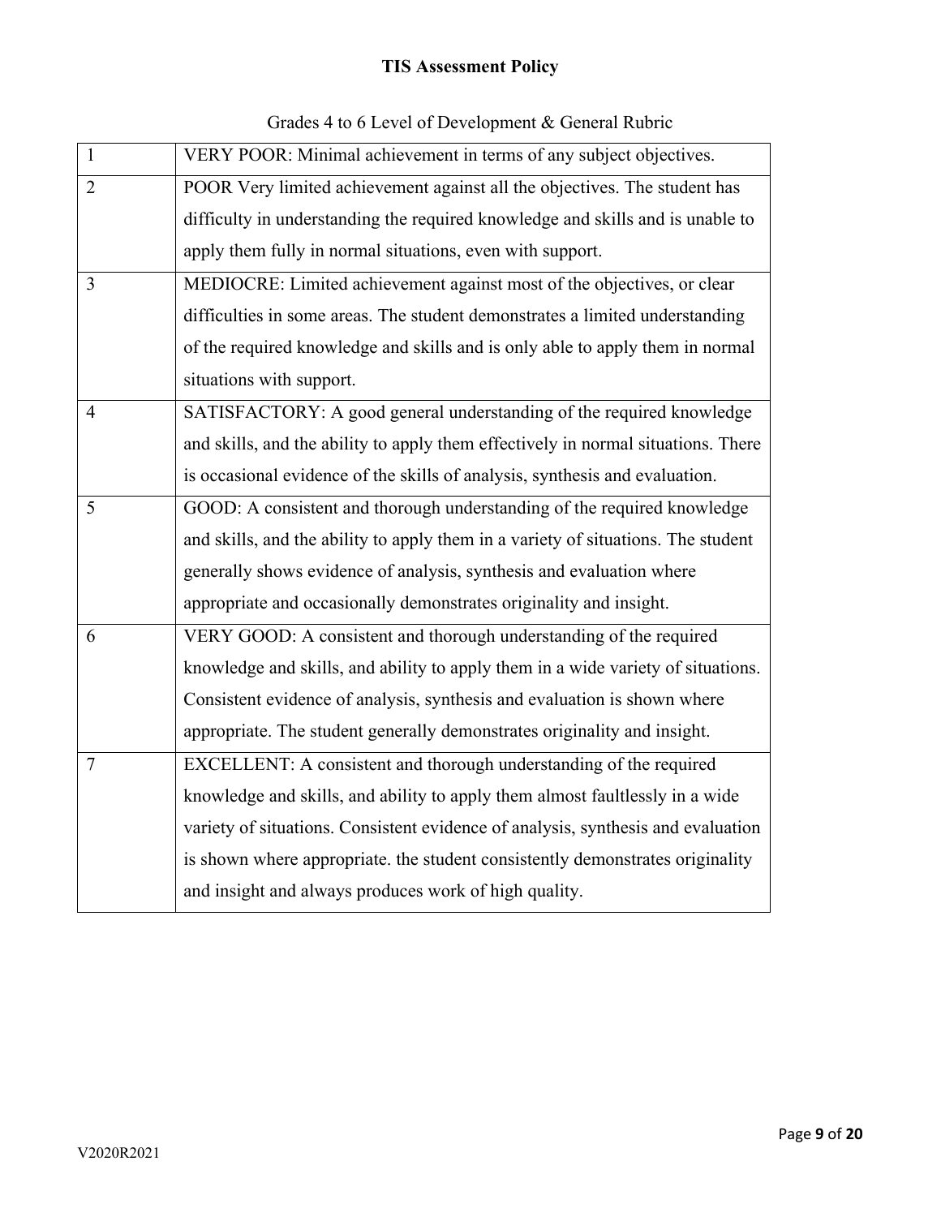Grades 4 to 6 Level of Development & General Rubric

| | |
|---|---|
| 1 | VERY POOR: Minimal achievement in terms of any subject objectives. |
| 2 | POOR Very limited achievement against all the objectives. The student has difficulty in understanding the required knowledge and skills and is unable to apply them fully in normal situations, even with support. |
| 3 | MEDIOCRE: Limited achievement against most of the objectives, or clear difficulties in some areas. The student demonstrates a limited understanding of the required knowledge and skills and is only able to apply them in normal situations with support. |
| 4 | SATISFACTORY: A good general understanding of the required knowledge and skills, and the ability to apply them effectively in normal situations. There is occasional evidence of the skills of analysis, synthesis and evaluation. |
| 5 | GOOD: A consistent and thorough understanding of the required knowledge and skills, and the ability to apply them in a variety of situations. The student generally shows evidence of analysis, synthesis and evaluation where appropriate and occasionally demonstrates originality and insight. |
| 6 | VERY GOOD: A consistent and thorough understanding of the required knowledge and skills, and ability to apply them in a wide variety of situations. Consistent evidence of analysis, synthesis and evaluation is shown where appropriate. The student generally demonstrates originality and insight. |
| 7 | EXCELLENT: A consistent and thorough understanding of the required knowledge and skills, and ability to apply them almost faultlessly in a wide variety of situations. Consistent evidence of analysis, synthesis and evaluation is shown where appropriate. the student consistently demonstrates originality and insight and always produces work of high quality. |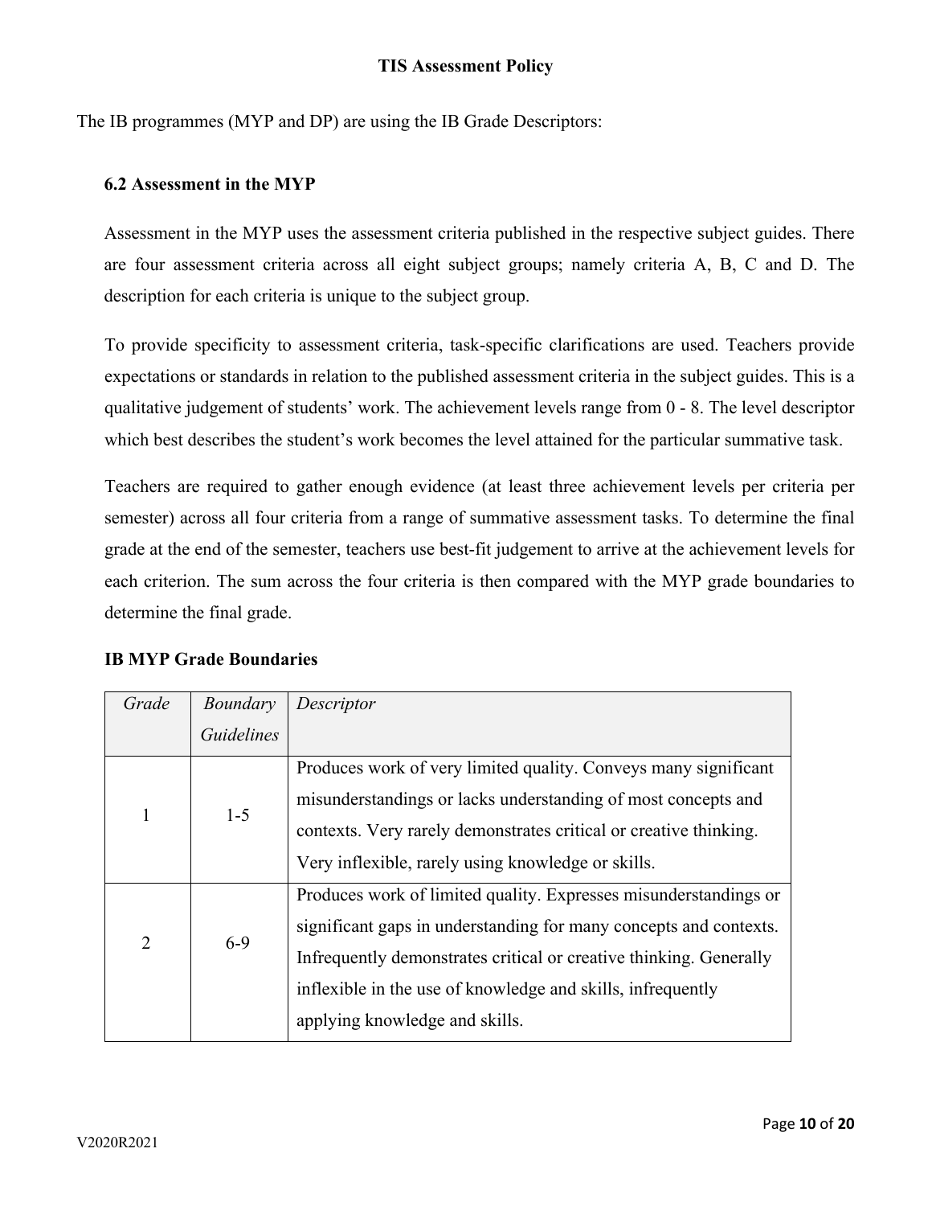The IB programmes (MYP and DP) are using the IB Grade Descriptors:

### 6.2 Assessment in the MYP

Assessment in the MYP uses the assessment criteria published in the respective subject guides. There are four assessment criteria across all eight subject groups; namely criteria A, B, C and D. The description for each criteria is unique to the subject group.

To provide specificity to assessment criteria, task-specific clarifications are used. Teachers provide expectations or standards in relation to the published assessment criteria in the subject guides. This is a qualitative judgement of students' work. The achievement levels range from 0 - 8. The level descriptor which best describes the student's work becomes the level attained for the particular summative task.

Teachers are required to gather enough evidence (at least three achievement levels per criteria per semester) across all four criteria from a range of summative assessment tasks. To determine the final grade at the end of the semester, teachers use best-fit judgement to arrive at the achievement levels for each criterion. The sum across the four criteria is then compared with the MYP grade boundaries to determine the final grade.

**IB MYP Grade Boundaries**

| *Grade* | *Boundary Guidelines* | *Descriptor* |
|---|---|---|
| 1 | 1-5 | Produces work of very limited quality. Conveys many significant misunderstandings or lacks understanding of most concepts and contexts. Very rarely demonstrates critical or creative thinking. Very inflexible, rarely using knowledge or skills. |
| 2 | 6-9 | Produces work of limited quality. Expresses misunderstandings or significant gaps in understanding for many concepts and contexts. Infrequently demonstrates critical or creative thinking. Generally inflexible in the use of knowledge and skills, infrequently applying knowledge and skills. |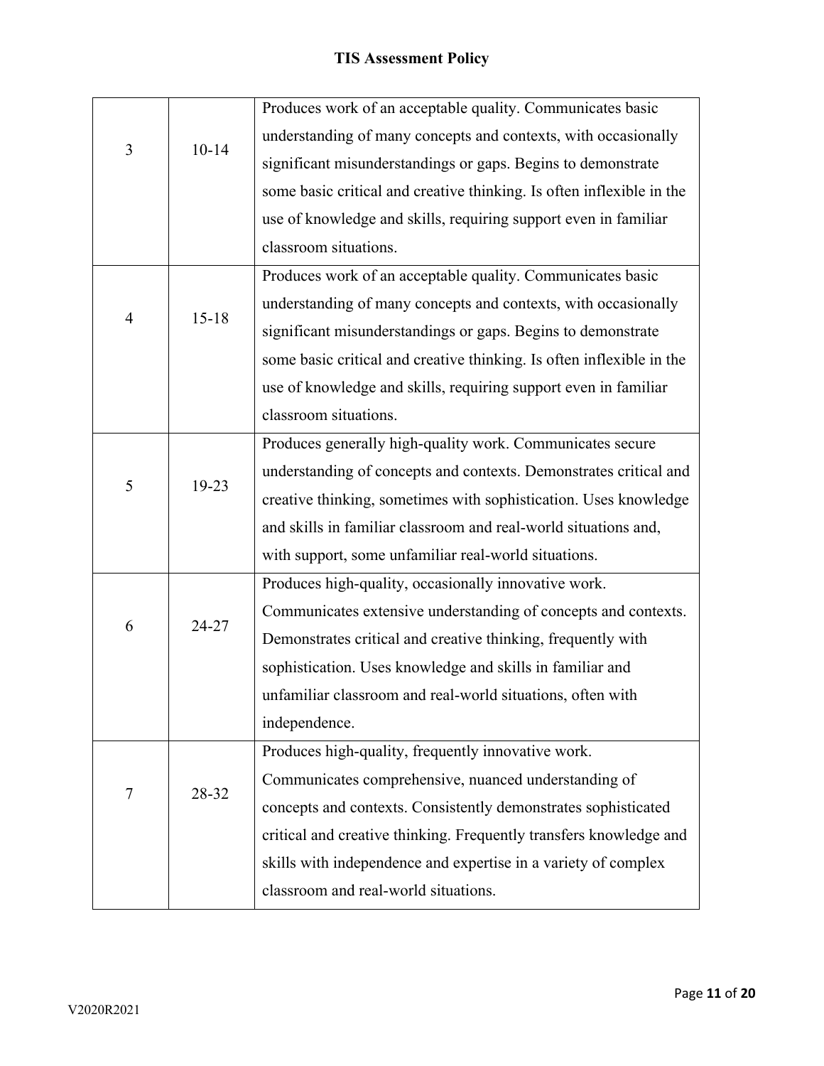| 3 | 10-14 | Produces work of an acceptable quality. Communicates basic understanding of many concepts and contexts, with occasionally significant misunderstandings or gaps. Begins to demonstrate some basic critical and creative thinking. Is often inflexible in the use of knowledge and skills, requiring support even in familiar classroom situations. |
|---|---|---|
| 4 | 15-18 | Produces work of an acceptable quality. Communicates basic understanding of many concepts and contexts, with occasionally significant misunderstandings or gaps. Begins to demonstrate some basic critical and creative thinking. Is often inflexible in the use of knowledge and skills, requiring support even in familiar classroom situations. |
| 5 | 19-23 | Produces generally high-quality work. Communicates secure understanding of concepts and contexts. Demonstrates critical and creative thinking, sometimes with sophistication. Uses knowledge and skills in familiar classroom and real-world situations and, with support, some unfamiliar real-world situations. |
| 6 | 24-27 | Produces high-quality, occasionally innovative work. Communicates extensive understanding of concepts and contexts. Demonstrates critical and creative thinking, frequently with sophistication. Uses knowledge and skills in familiar and unfamiliar classroom and real-world situations, often with independence. |
| 7 | 28-32 | Produces high-quality, frequently innovative work. Communicates comprehensive, nuanced understanding of concepts and contexts. Consistently demonstrates sophisticated critical and creative thinking. Frequently transfers knowledge and skills with independence and expertise in a variety of complex classroom and real-world situations. |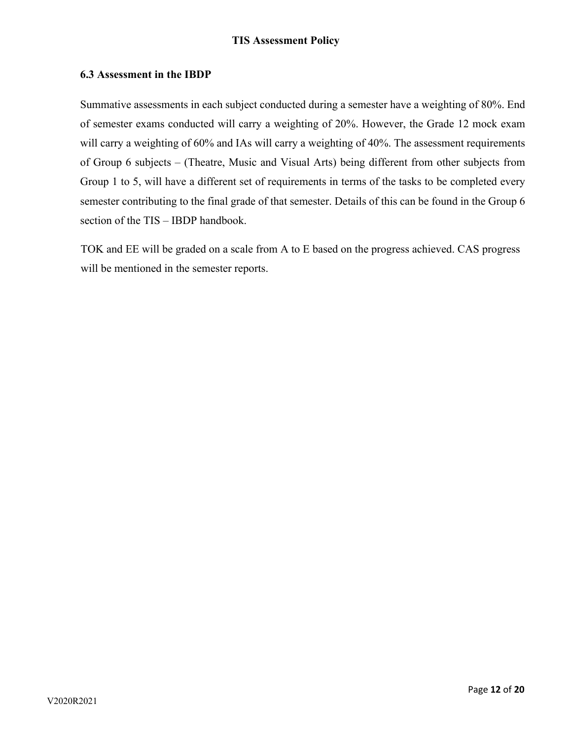### 6.3 Assessment in the IBDP

Summative assessments in each subject conducted during a semester have a weighting of 80%. End of semester exams conducted will carry a weighting of 20%. However, the Grade 12 mock exam will carry a weighting of 60% and IAs will carry a weighting of 40%. The assessment requirements of Group 6 subjects – (Theatre, Music and Visual Arts) being different from other subjects from Group 1 to 5, will have a different set of requirements in terms of the tasks to be completed every semester contributing to the final grade of that semester. Details of this can be found in the Group 6 section of the TIS – IBDP handbook.

TOK and EE will be graded on a scale from A to E based on the progress achieved. CAS progress will be mentioned in the semester reports.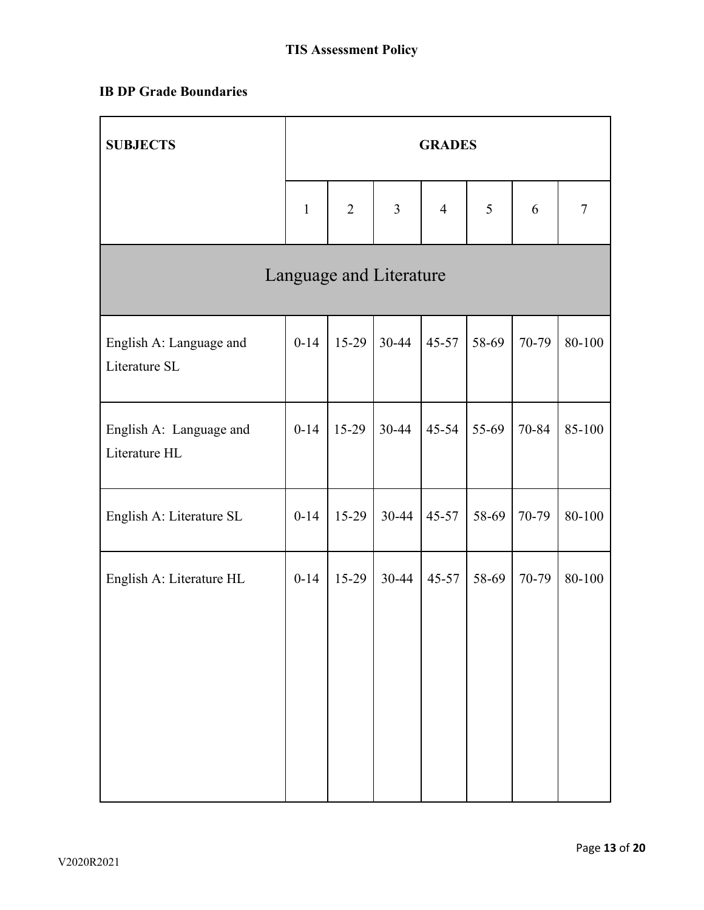**IB DP Grade Boundaries**

| SUBJECTS | GRADES | | | | | | |
|---|---|---|---|---|---|---|---|
| | 1 | 2 | 3 | 4 | 5 | 6 | 7 |
| Language and Literature | | | | | | | |
| English A: Language and Literature SL | 0-14 | 15-29 | 30-44 | 45-57 | 58-69 | 70-79 | 80-100 |
| English A: Language and Literature HL | 0-14 | 15-29 | 30-44 | 45-54 | 55-69 | 70-84 | 85-100 |
| English A: Literature SL | 0-14 | 15-29 | 30-44 | 45-57 | 58-69 | 70-79 | 80-100 |
| English A: Literature HL | 0-14 | 15-29 | 30-44 | 45-57 | 58-69 | 70-79 | 80-100 |

V2020R2021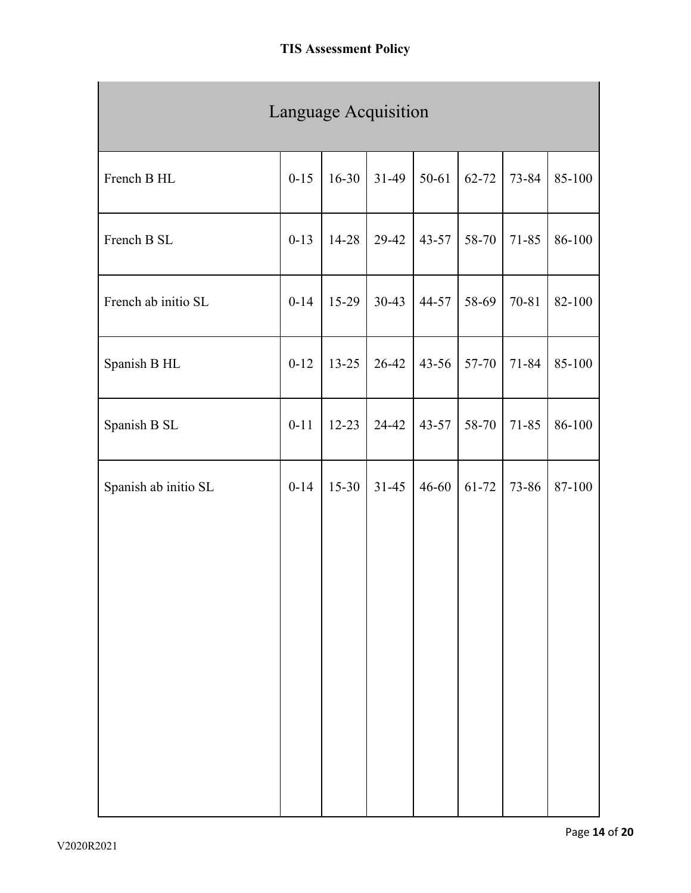| Language Acquisition | | | | | | | |
|---|---|---|---|---|---|---|---|
| French B HL | 0-15 | 16-30 | 31-49 | 50-61 | 62-72 | 73-84 | 85-100 |
| French B SL | 0-13 | 14-28 | 29-42 | 43-57 | 58-70 | 71-85 | 86-100 |
| French ab initio SL | 0-14 | 15-29 | 30-43 | 44-57 | 58-69 | 70-81 | 82-100 |
| Spanish B HL | 0-12 | 13-25 | 26-42 | 43-56 | 57-70 | 71-84 | 85-100 |
| Spanish B SL | 0-11 | 12-23 | 24-42 | 43-57 | 58-70 | 71-85 | 86-100 |
| Spanish ab initio SL | 0-14 | 15-30 | 31-45 | 46-60 | 61-72 | 73-86 | 87-100 |

V2020R2021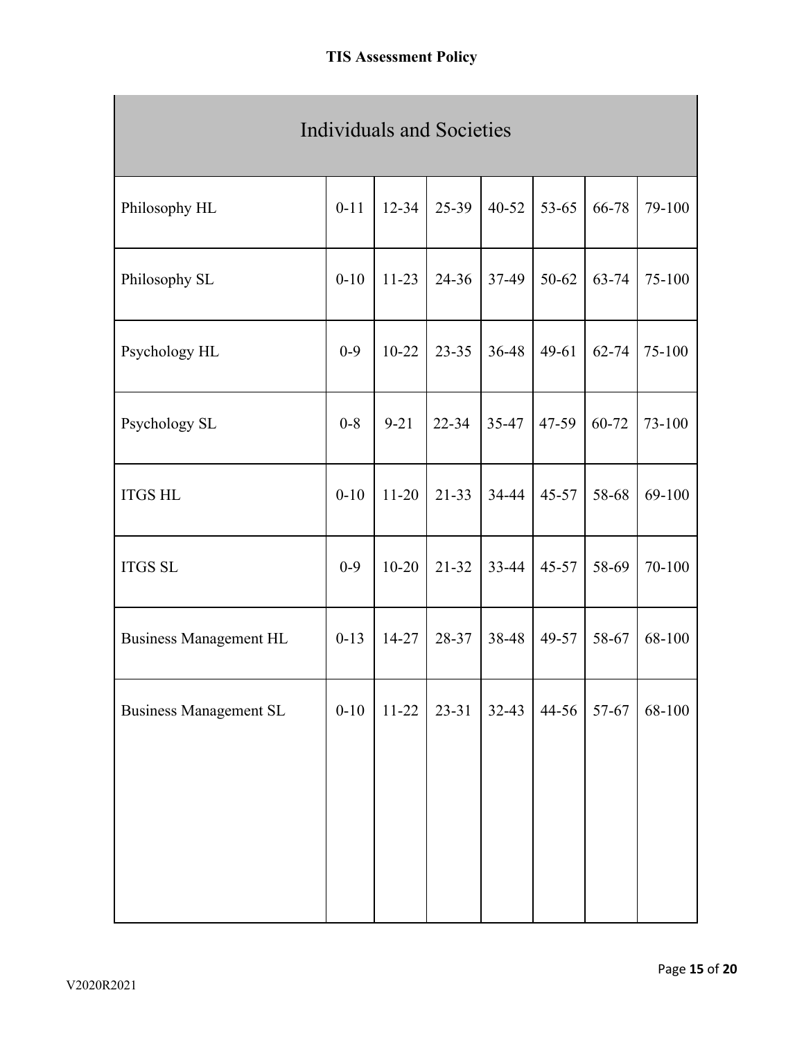| Individuals and Societies | | | | | | | |
|---|---|---|---|---|---|---|---|
| Philosophy HL | 0-11 | 12-34 | 25-39 | 40-52 | 53-65 | 66-78 | 79-100 |
| Philosophy SL | 0-10 | 11-23 | 24-36 | 37-49 | 50-62 | 63-74 | 75-100 |
| Psychology HL | 0-9 | 10-22 | 23-35 | 36-48 | 49-61 | 62-74 | 75-100 |
| Psychology SL | 0-8 | 9-21 | 22-34 | 35-47 | 47-59 | 60-72 | 73-100 |
| ITGS HL | 0-10 | 11-20 | 21-33 | 34-44 | 45-57 | 58-68 | 69-100 |
| ITGS SL | 0-9 | 10-20 | 21-32 | 33-44 | 45-57 | 58-69 | 70-100 |
| Business Management HL | 0-13 | 14-27 | 28-37 | 38-48 | 49-57 | 58-67 | 68-100 |
| Business Management SL | 0-10 | 11-22 | 23-31 | 32-43 | 44-56 | 57-67 | 68-100 |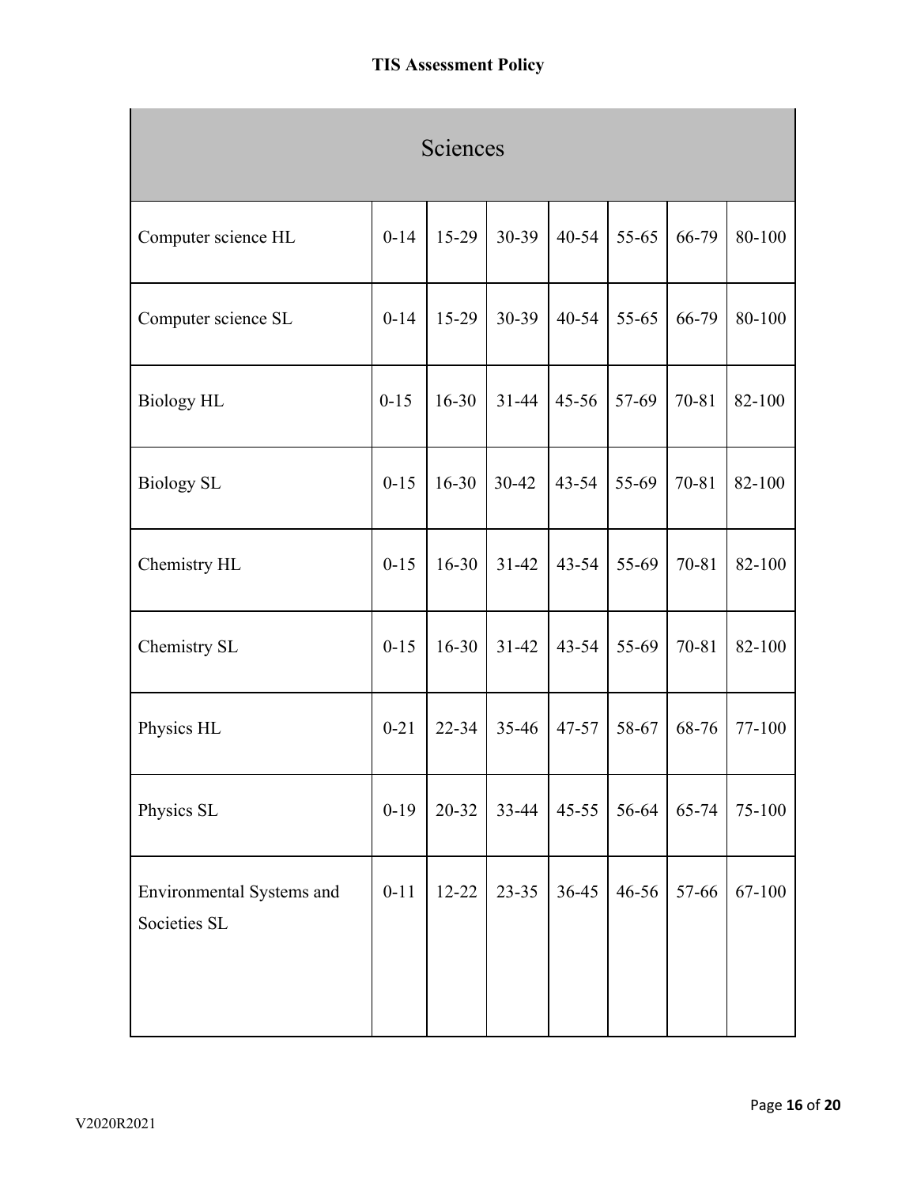| Sciences | | | | | | | |
|---|---|---|---|---|---|---|---|
| Computer science HL | 0-14 | 15-29 | 30-39 | 40-54 | 55-65 | 66-79 | 80-100 |
| Computer science SL | 0-14 | 15-29 | 30-39 | 40-54 | 55-65 | 66-79 | 80-100 |
| Biology HL | 0-15 | 16-30 | 31-44 | 45-56 | 57-69 | 70-81 | 82-100 |
| Biology SL | 0-15 | 16-30 | 30-42 | 43-54 | 55-69 | 70-81 | 82-100 |
| Chemistry HL | 0-15 | 16-30 | 31-42 | 43-54 | 55-69 | 70-81 | 82-100 |
| Chemistry SL | 0-15 | 16-30 | 31-42 | 43-54 | 55-69 | 70-81 | 82-100 |
| Physics HL | 0-21 | 22-34 | 35-46 | 47-57 | 58-67 | 68-76 | 77-100 |
| Physics SL | 0-19 | 20-32 | 33-44 | 45-55 | 56-64 | 65-74 | 75-100 |
| Environmental Systems and Societies SL | 0-11 | 12-22 | 23-35 | 36-45 | 46-56 | 57-66 | 67-100 |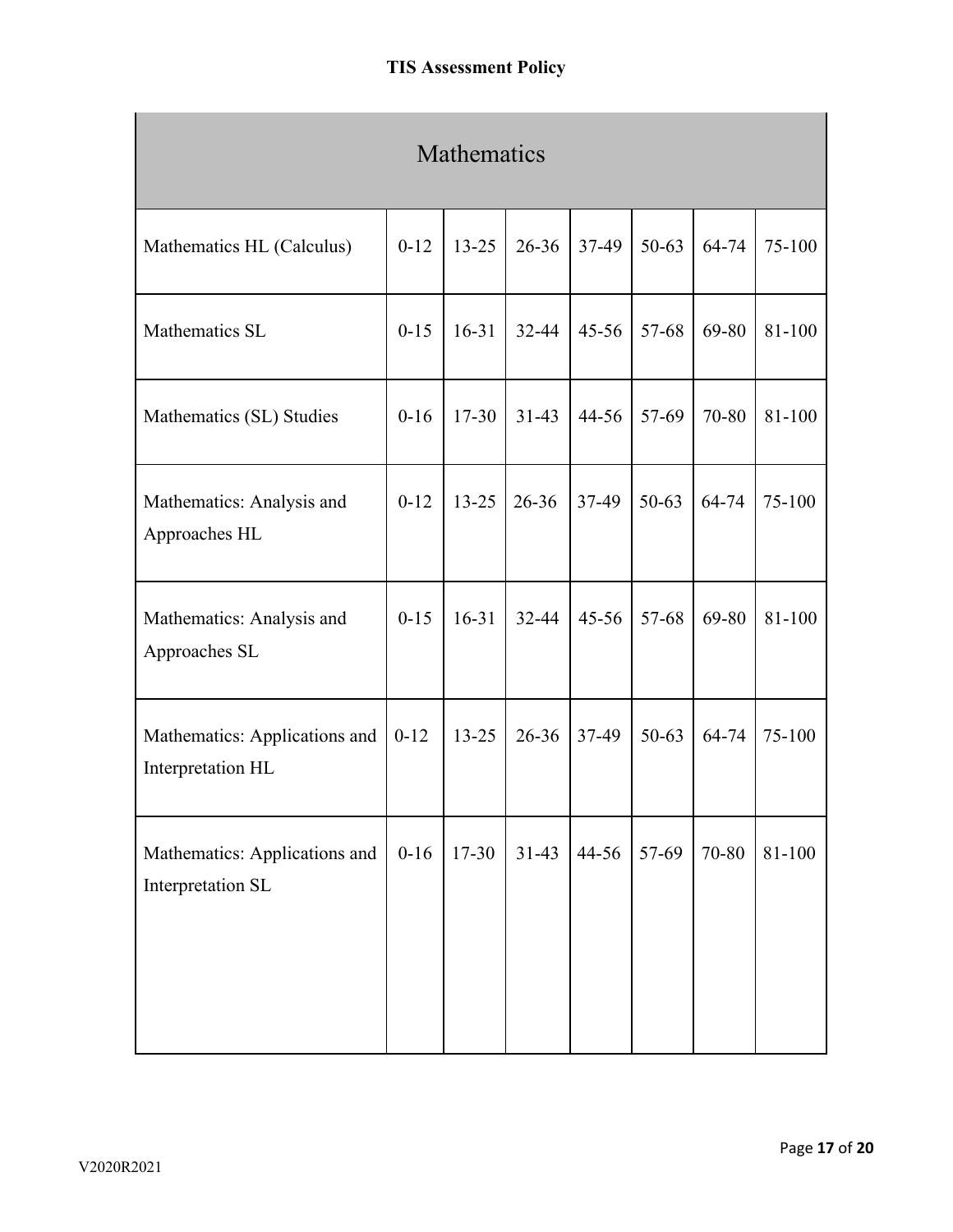| Mathematics | | | | | | | |
|---|---|---|---|---|---|---|---|
| Mathematics HL (Calculus) | 0-12 | 13-25 | 26-36 | 37-49 | 50-63 | 64-74 | 75-100 |
| Mathematics SL | 0-15 | 16-31 | 32-44 | 45-56 | 57-68 | 69-80 | 81-100 |
| Mathematics (SL) Studies | 0-16 | 17-30 | 31-43 | 44-56 | 57-69 | 70-80 | 81-100 |
| Mathematics: Analysis and Approaches HL | 0-12 | 13-25 | 26-36 | 37-49 | 50-63 | 64-74 | 75-100 |
| Mathematics: Analysis and Approaches SL | 0-15 | 16-31 | 32-44 | 45-56 | 57-68 | 69-80 | 81-100 |
| Mathematics: Applications and Interpretation HL | 0-12 | 13-25 | 26-36 | 37-49 | 50-63 | 64-74 | 75-100 |
| Mathematics: Applications and Interpretation SL | 0-16 | 17-30 | 31-43 | 44-56 | 57-69 | 70-80 | 81-100 |

V2020R2021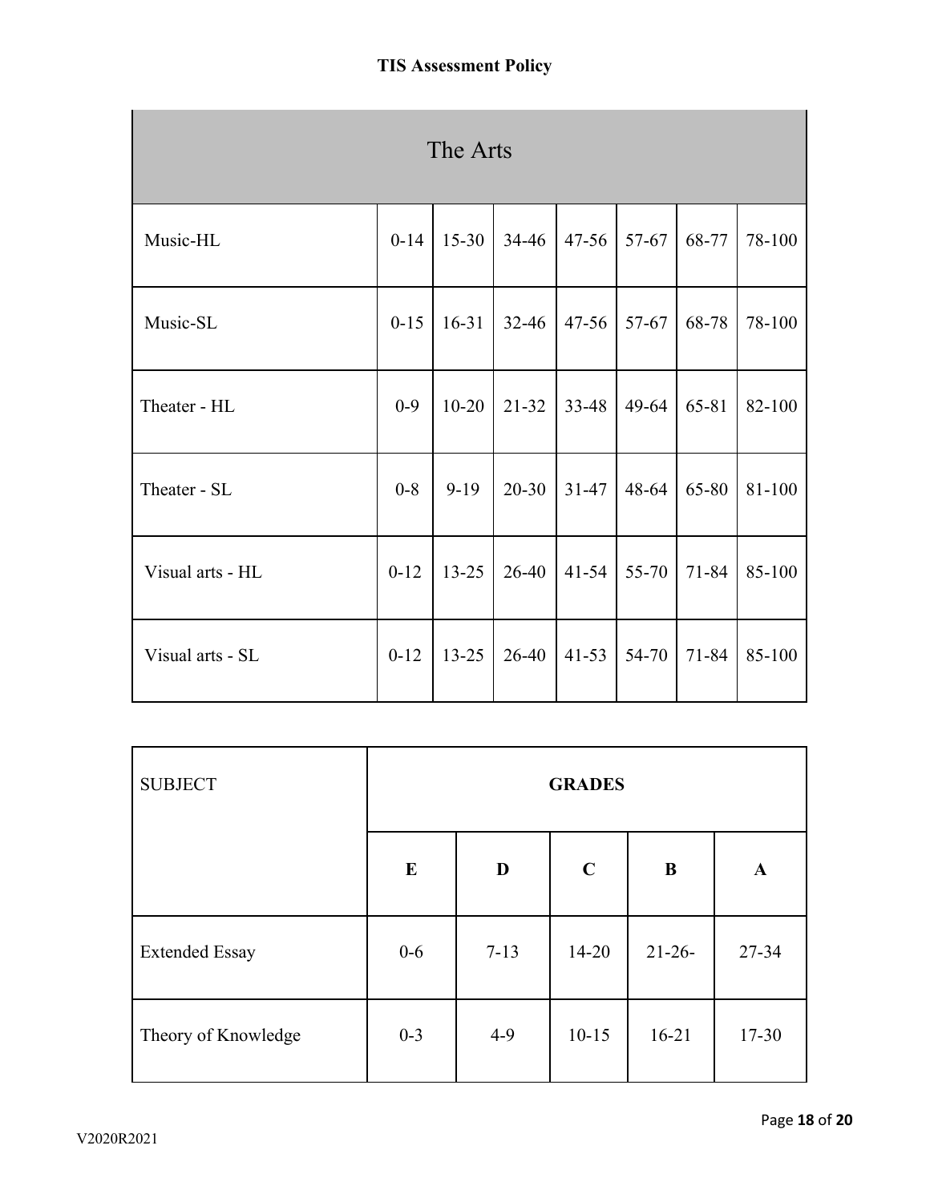| The Arts | | | | | | | |
|---|---|---|---|---|---|---|---|
| Music-HL | 0-14 | 15-30 | 34-46 | 47-56 | 57-67 | 68-77 | 78-100 |
| Music-SL | 0-15 | 16-31 | 32-46 | 47-56 | 57-67 | 68-78 | 78-100 |
| Theater - HL | 0-9 | 10-20 | 21-32 | 33-48 | 49-64 | 65-81 | 82-100 |
| Theater - SL | 0-8 | 9-19 | 20-30 | 31-47 | 48-64 | 65-80 | 81-100 |
| Visual arts - HL | 0-12 | 13-25 | 26-40 | 41-54 | 55-70 | 71-84 | 85-100 |
| Visual arts - SL | 0-12 | 13-25 | 26-40 | 41-53 | 54-70 | 71-84 | 85-100 |

| SUBJECT | **GRADES** | | | | |
|---|---|---|---|---|---|
| | **E** | **D** | **C** | **B** | **A** |
| Extended Essay | 0-6 | 7-13 | 14-20 | 21-26- | 27-34 |
| Theory of Knowledge | 0-3 | 4-9 | 10-15 | 16-21 | 17-30 |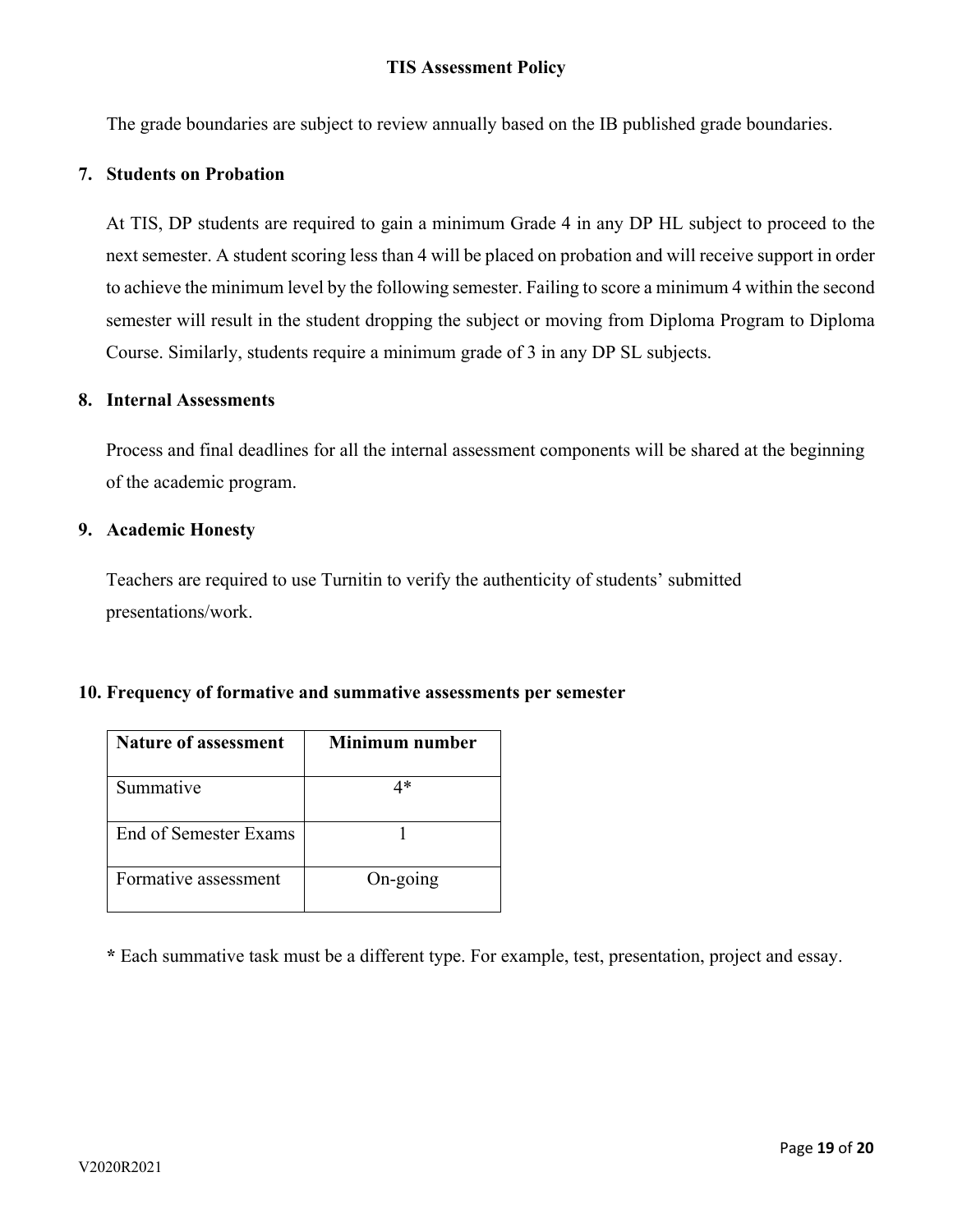The grade boundaries are subject to review annually based on the IB published grade boundaries.

## 7. Students on Probation

At TIS, DP students are required to gain a minimum Grade 4 in any DP HL subject to proceed to the next semester. A student scoring less than 4 will be placed on probation and will receive support in order to achieve the minimum level by the following semester. Failing to score a minimum 4 within the second semester will result in the student dropping the subject or moving from Diploma Program to Diploma Course. Similarly, students require a minimum grade of 3 in any DP SL subjects.

## 8. Internal Assessments

Process and final deadlines for all the internal assessment components will be shared at the beginning of the academic program.

## 9. Academic Honesty

Teachers are required to use Turnitin to verify the authenticity of students' submitted presentations/work.

## 10. Frequency of formative and summative assessments per semester

| Nature of assessment | Minimum number |
|---|---|
| Summative | 4* |
| End of Semester Exams | 1 |
| Formative assessment | On-going |

**\*** Each summative task must be a different type. For example, test, presentation, project and essay.

V2020R2021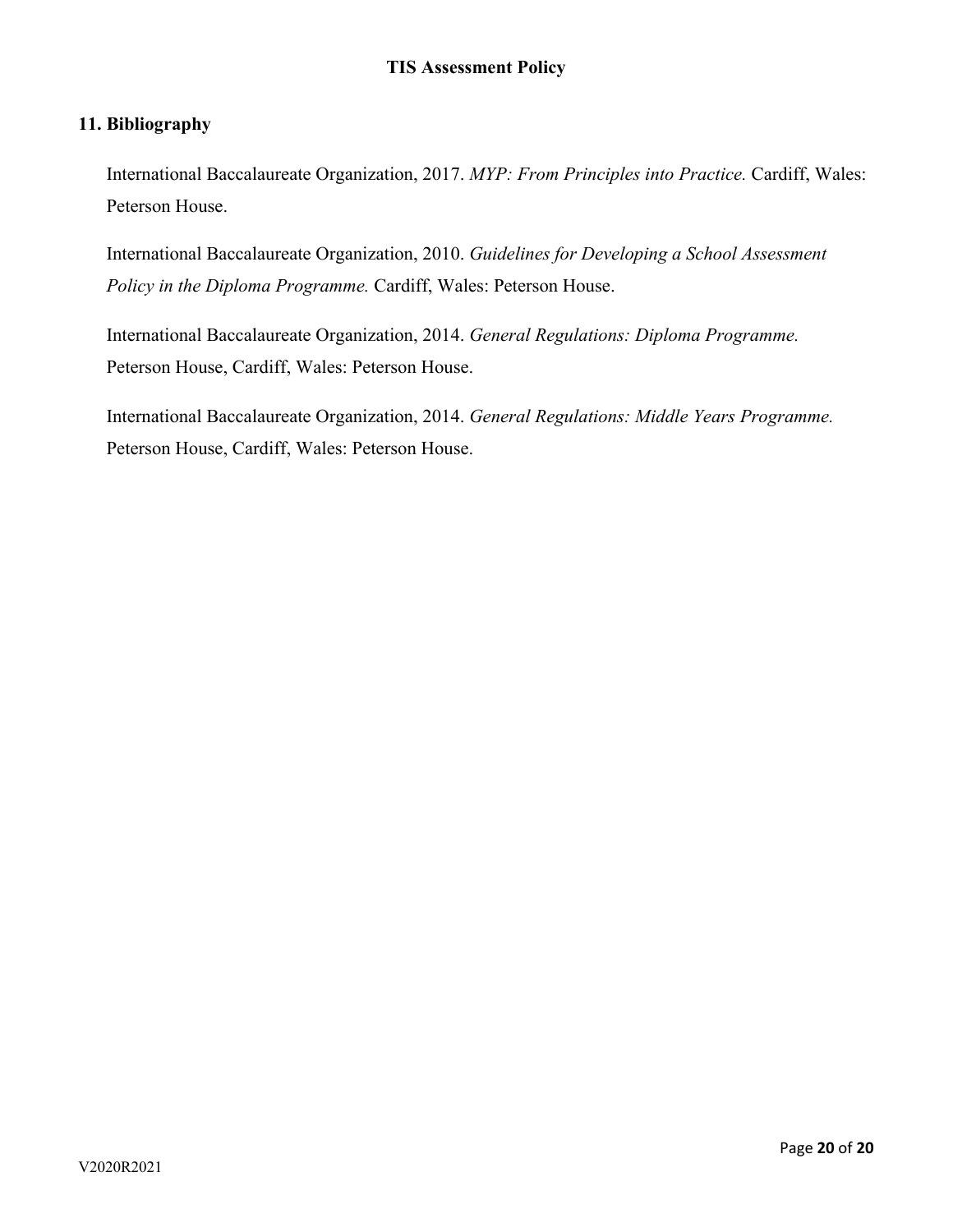## 11. Bibliography

International Baccalaureate Organization, 2017. *MYP: From Principles into Practice.* Cardiff, Wales: Peterson House.

International Baccalaureate Organization, 2010. *Guidelines for Developing a School Assessment Policy in the Diploma Programme.* Cardiff, Wales: Peterson House.

International Baccalaureate Organization, 2014. *General Regulations: Diploma Programme.* Peterson House, Cardiff, Wales: Peterson House.

International Baccalaureate Organization, 2014. *General Regulations: Middle Years Programme.* Peterson House, Cardiff, Wales: Peterson House.